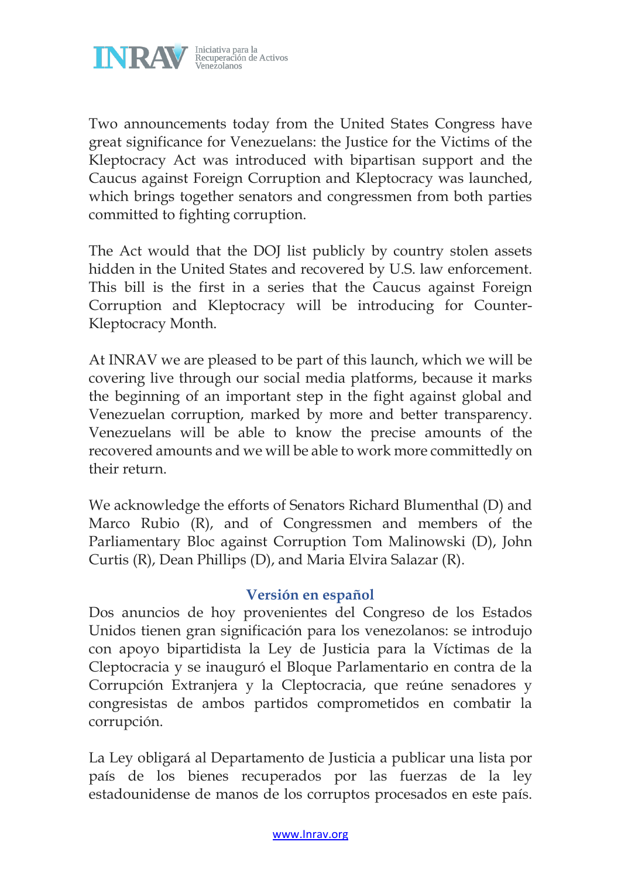Two announcements today from the United States Congress have great significance for Venezuelans: the Justice for the Victims of the Kleptocracy Act was introduced with bipartisan support and the Caucus against Foreign Corruption and Kleptocracy was launched, which brings together senators and congressmen from both parties committed to fighting corruption.

The Act would that the DOJ list publicly by country stolen assets hidden in the United States and recovered by U.S. law enforcement. This bill is the first in a series that the Caucus against Foreign Corruption and Kleptocracy will be introducing for Counter-Kleptocracy Month.

At INRAV we are pleased to be part of this launch, which we will be covering live through our social media platforms, because it marks the beginning of an important step in the fight against global and Venezuelan corruption, marked by more and better transparency. Venezuelans will be able to know the precise amounts of the recovered amounts and we will be able to work more committedly on their return.

We acknowledge the efforts of Senators Richard Blumenthal (D) and Marco Rubio (R), and of Congressmen and members of the Parliamentary Bloc against Corruption Tom Malinowski (D), John Curtis (R), Dean Phillips (D), and Maria Elvira Salazar (R).

## Versión en español

Dos anuncios de hoy provenientes del Congreso de los Estados Unidos tienen gran significación para los venezolanos: se introdujo con apoyo bipartidista la Ley de Justicia para la Víctimas de la Cleptocracia y se inauguró el Bloque Parlamentario en contra de la Corrupción Extranjera y la Cleptocracia, que reúne senadores y congresistas de ambos partidos comprometidos en combatir la corrupción.

La Ley obligará al Departamento de Justicia a publicar una lista por país de los bienes recuperados por las fuerzas de la ley estadounidense de manos de los corruptos procesados en este país.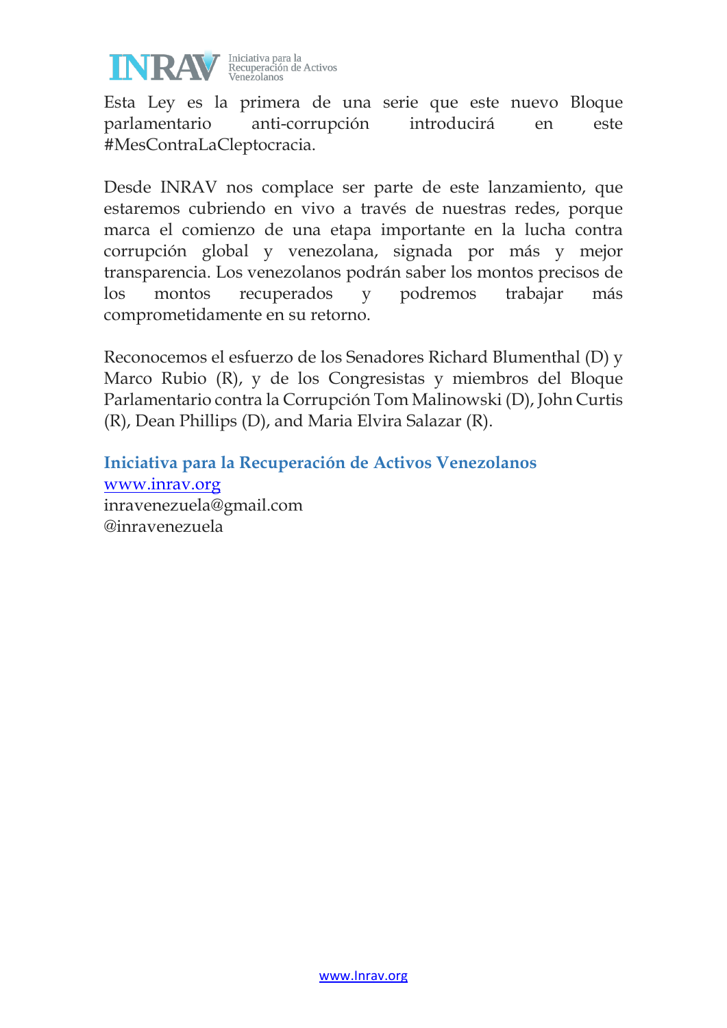Esta Ley es la primera de una serie que este nuevo Bloque parlamentario anti-corrupción introducirá en este #MesContraLaCleptocracia.

Desde INRAV nos complace ser parte de este lanzamiento, que estaremos cubriendo en vivo a través de nuestras redes, porque marca el comienzo de una etapa importante en la lucha contra corrupción global y venezolana, signada por más y mejor transparencia. Los venezolanos podrán saber los montos precisos de los montos recuperados y podremos trabajar más comprometidamente en su retorno.

Reconocemos el esfuerzo de los Senadores Richard Blumenthal (D) y Marco Rubio (R), y de los Congresistas y miembros del Bloque Parlamentario contra la Corrupción Tom Malinowski (D), John Curtis (R), Dean Phillips (D), and Maria Elvira Salazar (R).

**Iniciativa para la Recuperación de Activos Venezolanos**
www.inrav.org
inravenezuela@gmail.com
@inravenezuela